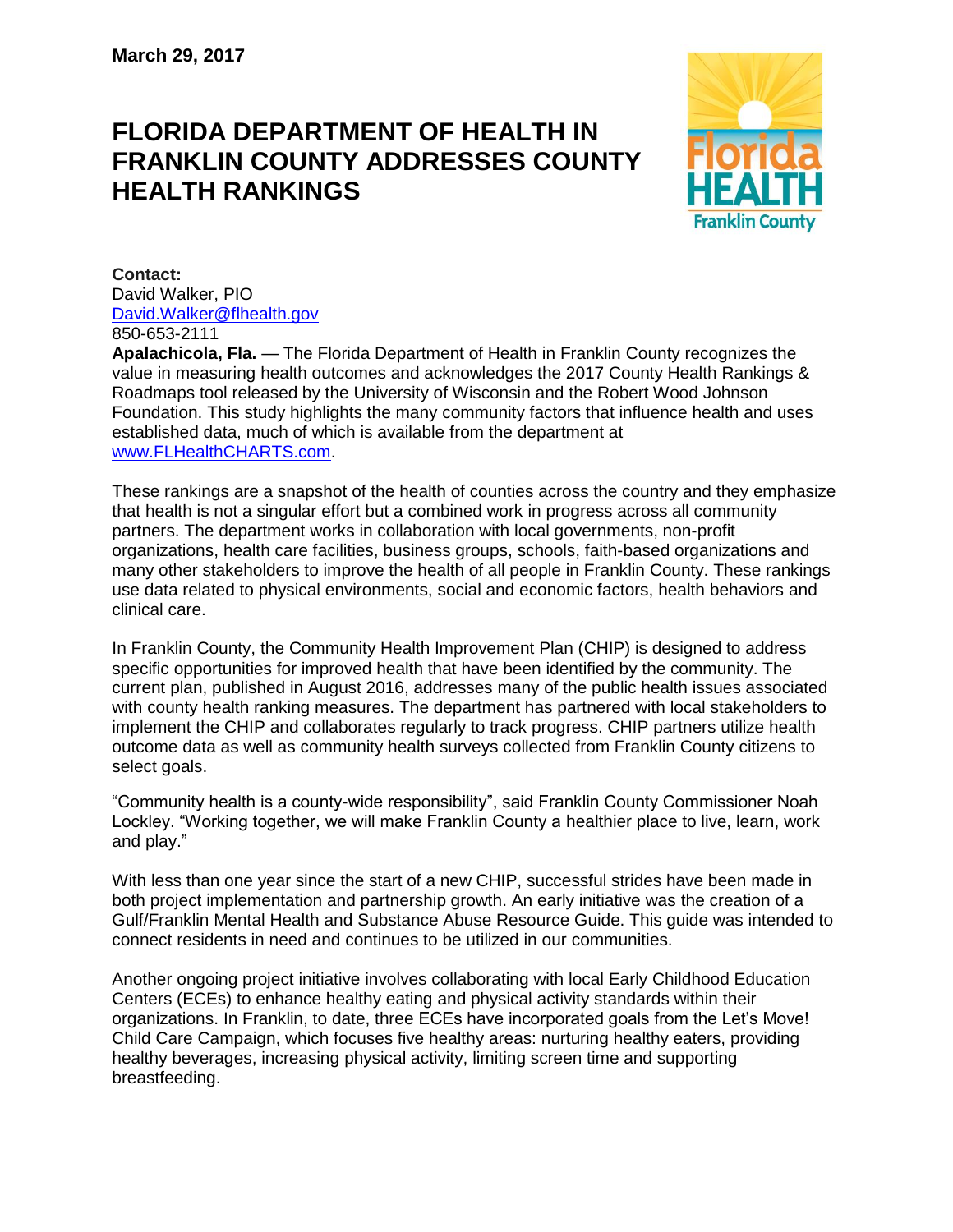**March 29, 2017**

# FLORIDA DEPARTMENT OF HEALTH IN FRANKLIN COUNTY ADDRESSES COUNTY HEALTH RANKINGS

**Contact:**
David Walker, PIO
David.Walker@flhealth.gov
850-653-2111

**Apalachicola, Fla.** — The Florida Department of Health in Franklin County recognizes the value in measuring health outcomes and acknowledges the 2017 County Health Rankings & Roadmaps tool released by the University of Wisconsin and the Robert Wood Johnson Foundation. This study highlights the many community factors that influence health and uses established data, much of which is available from the department at www.FLHealthCHARTS.com.

These rankings are a snapshot of the health of counties across the country and they emphasize that health is not a singular effort but a combined work in progress across all community partners. The department works in collaboration with local governments, non-profit organizations, health care facilities, business groups, schools, faith-based organizations and many other stakeholders to improve the health of all people in Franklin County. These rankings use data related to physical environments, social and economic factors, health behaviors and clinical care.

In Franklin County, the Community Health Improvement Plan (CHIP) is designed to address specific opportunities for improved health that have been identified by the community. The current plan, published in August 2016, addresses many of the public health issues associated with county health ranking measures. The department has partnered with local stakeholders to implement the CHIP and collaborates regularly to track progress. CHIP partners utilize health outcome data as well as community health surveys collected from Franklin County citizens to select goals.

"Community health is a county-wide responsibility", said Franklin County Commissioner Noah Lockley. "Working together, we will make Franklin County a healthier place to live, learn, work and play."

With less than one year since the start of a new CHIP, successful strides have been made in both project implementation and partnership growth. An early initiative was the creation of a Gulf/Franklin Mental Health and Substance Abuse Resource Guide. This guide was intended to connect residents in need and continues to be utilized in our communities.

Another ongoing project initiative involves collaborating with local Early Childhood Education Centers (ECEs) to enhance healthy eating and physical activity standards within their organizations. In Franklin, to date, three ECEs have incorporated goals from the Let's Move! Child Care Campaign, which focuses five healthy areas: nurturing healthy eaters, providing healthy beverages, increasing physical activity, limiting screen time and supporting breastfeeding.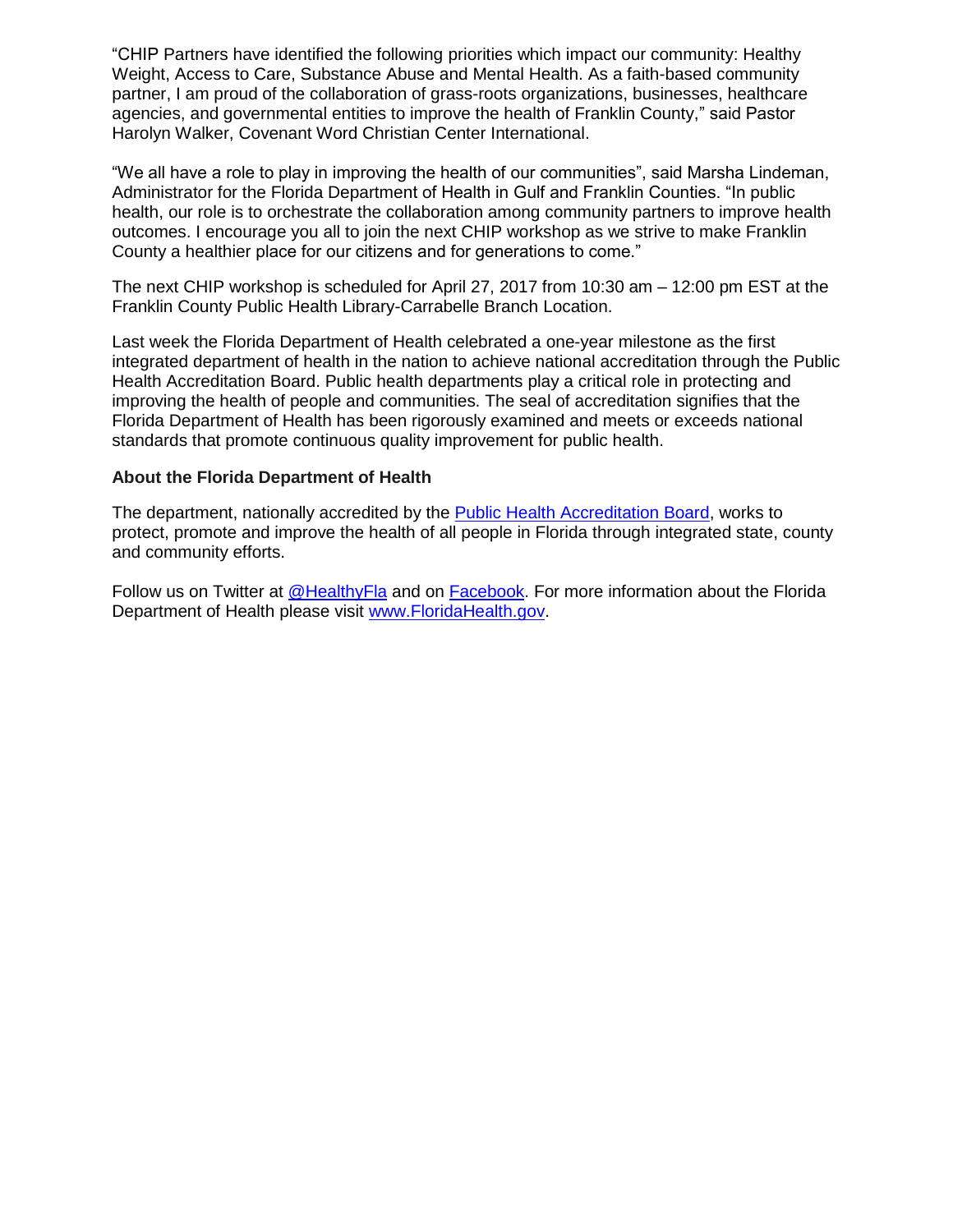"CHIP Partners have identified the following priorities which impact our community: Healthy Weight, Access to Care, Substance Abuse and Mental Health. As a faith-based community partner, I am proud of the collaboration of grass-roots organizations, businesses, healthcare agencies, and governmental entities to improve the health of Franklin County," said Pastor Harolyn Walker, Covenant Word Christian Center International.

"We all have a role to play in improving the health of our communities", said Marsha Lindeman, Administrator for the Florida Department of Health in Gulf and Franklin Counties. "In public health, our role is to orchestrate the collaboration among community partners to improve health outcomes. I encourage you all to join the next CHIP workshop as we strive to make Franklin County a healthier place for our citizens and for generations to come."

The next CHIP workshop is scheduled for April 27, 2017 from 10:30 am – 12:00 pm EST at the Franklin County Public Health Library-Carrabelle Branch Location.

Last week the Florida Department of Health celebrated a one-year milestone as the first integrated department of health in the nation to achieve national accreditation through the Public Health Accreditation Board. Public health departments play a critical role in protecting and improving the health of people and communities. The seal of accreditation signifies that the Florida Department of Health has been rigorously examined and meets or exceeds national standards that promote continuous quality improvement for public health.

**About the Florida Department of Health**

The department, nationally accredited by the Public Health Accreditation Board, works to protect, promote and improve the health of all people in Florida through integrated state, county and community efforts.

Follow us on Twitter at @HealthyFla and on Facebook. For more information about the Florida Department of Health please visit www.FloridaHealth.gov.